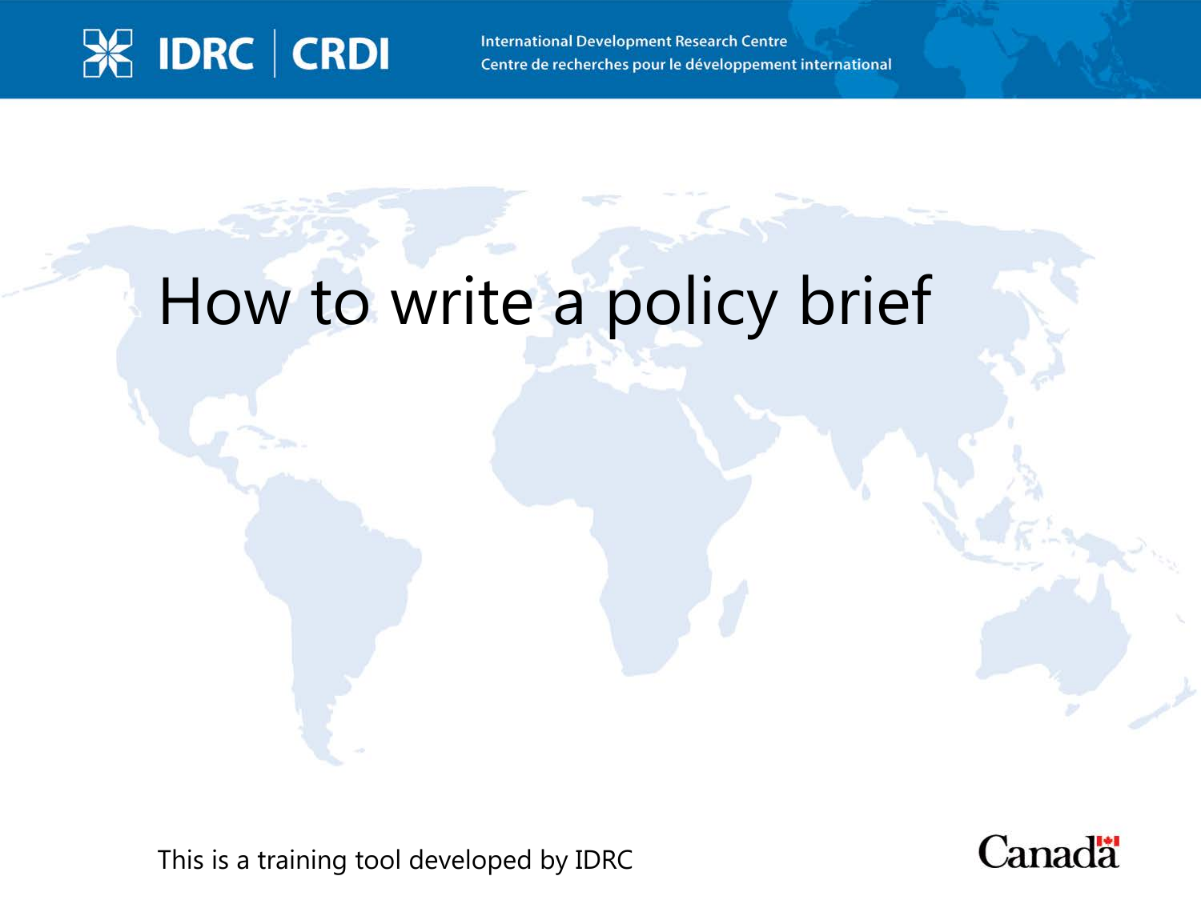IDRC | CRDI

International Development Research Centre
Centre de recherches pour le développement international

# How to write a policy brief

This is a training tool developed by IDRC

Canada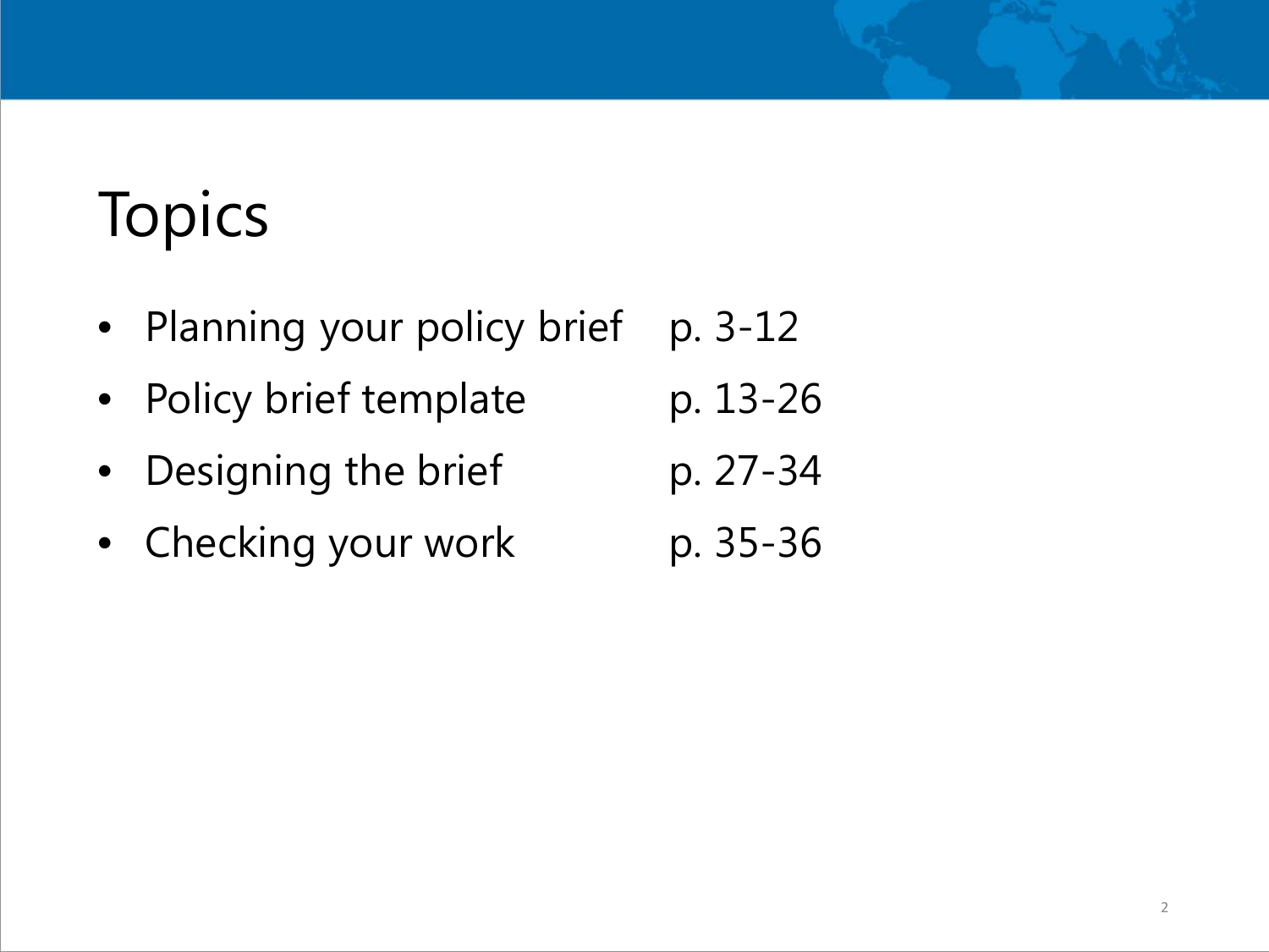# Topics

- Planning your policy brief p. 3-12
- Policy brief template p. 13-26
- Designing the brief p. 27-34
- Checking your work p. 35-36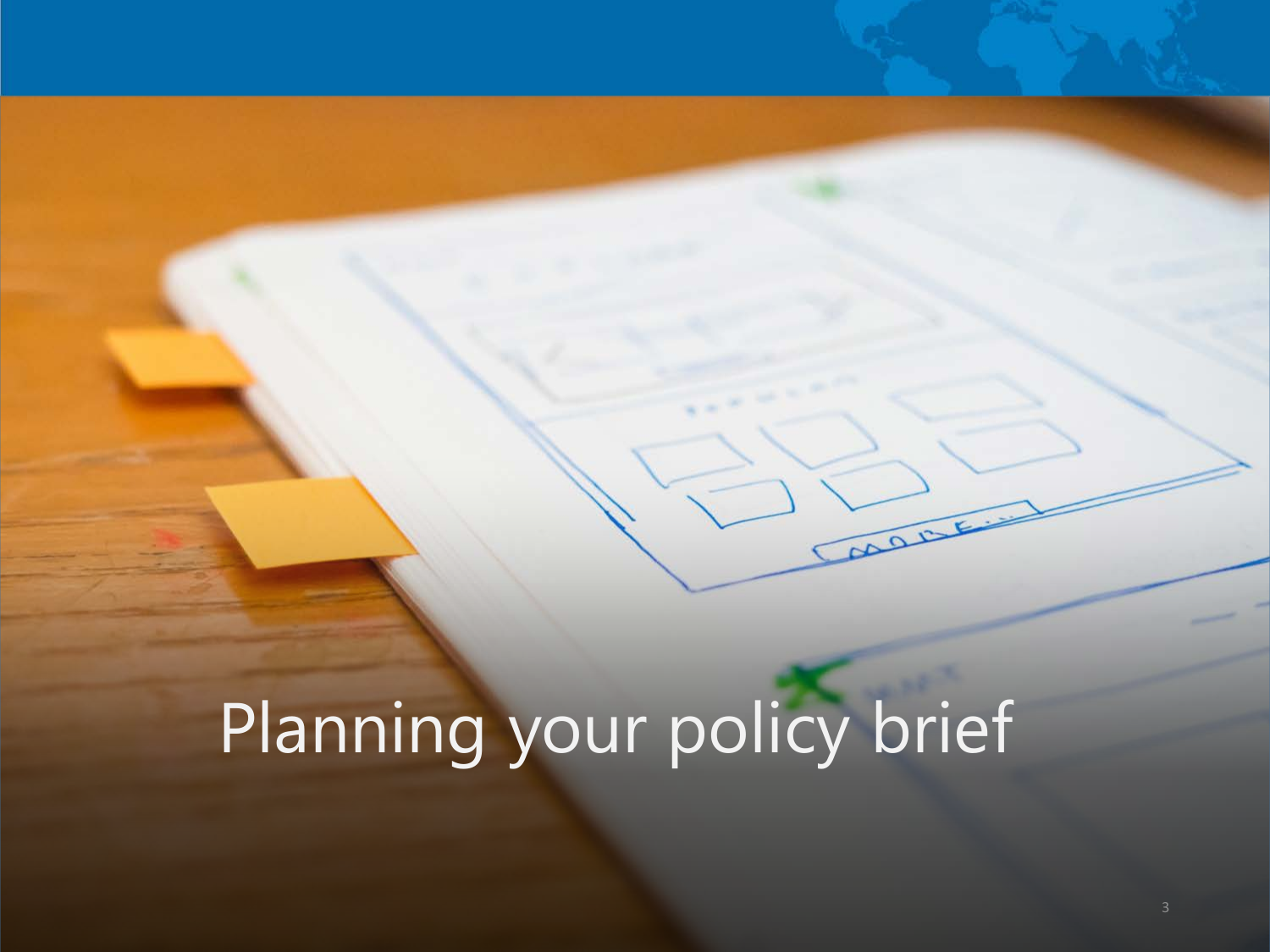# Planning your policy brief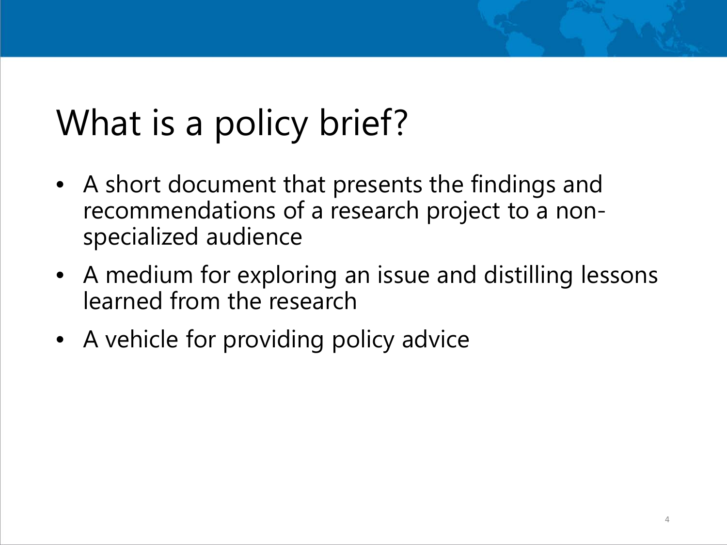# What is a policy brief?

- A short document that presents the findings and recommendations of a research project to a non-specialized audience
- A medium for exploring an issue and distilling lessons learned from the research
- A vehicle for providing policy advice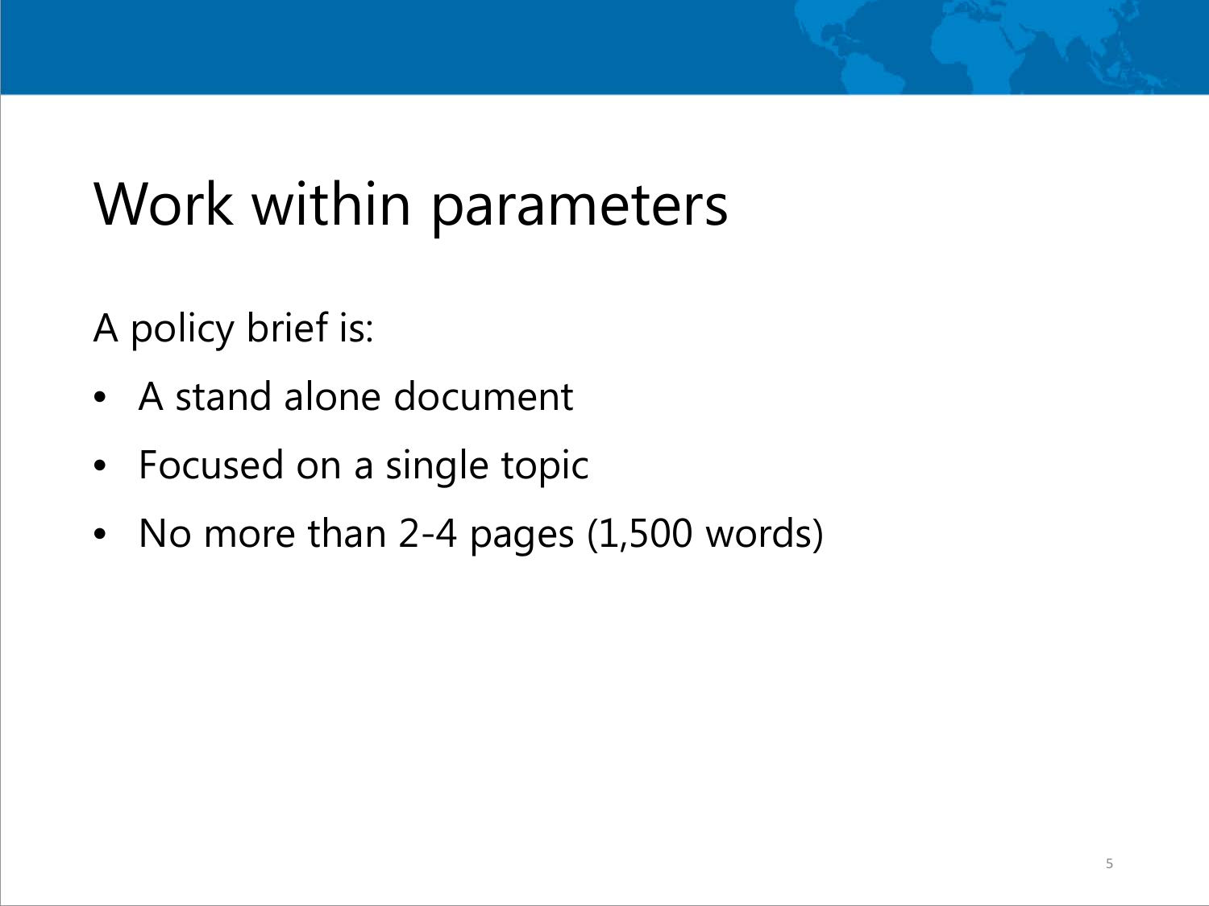# Work within parameters

A policy brief is:

- A stand alone document
- Focused on a single topic
- No more than 2-4 pages (1,500 words)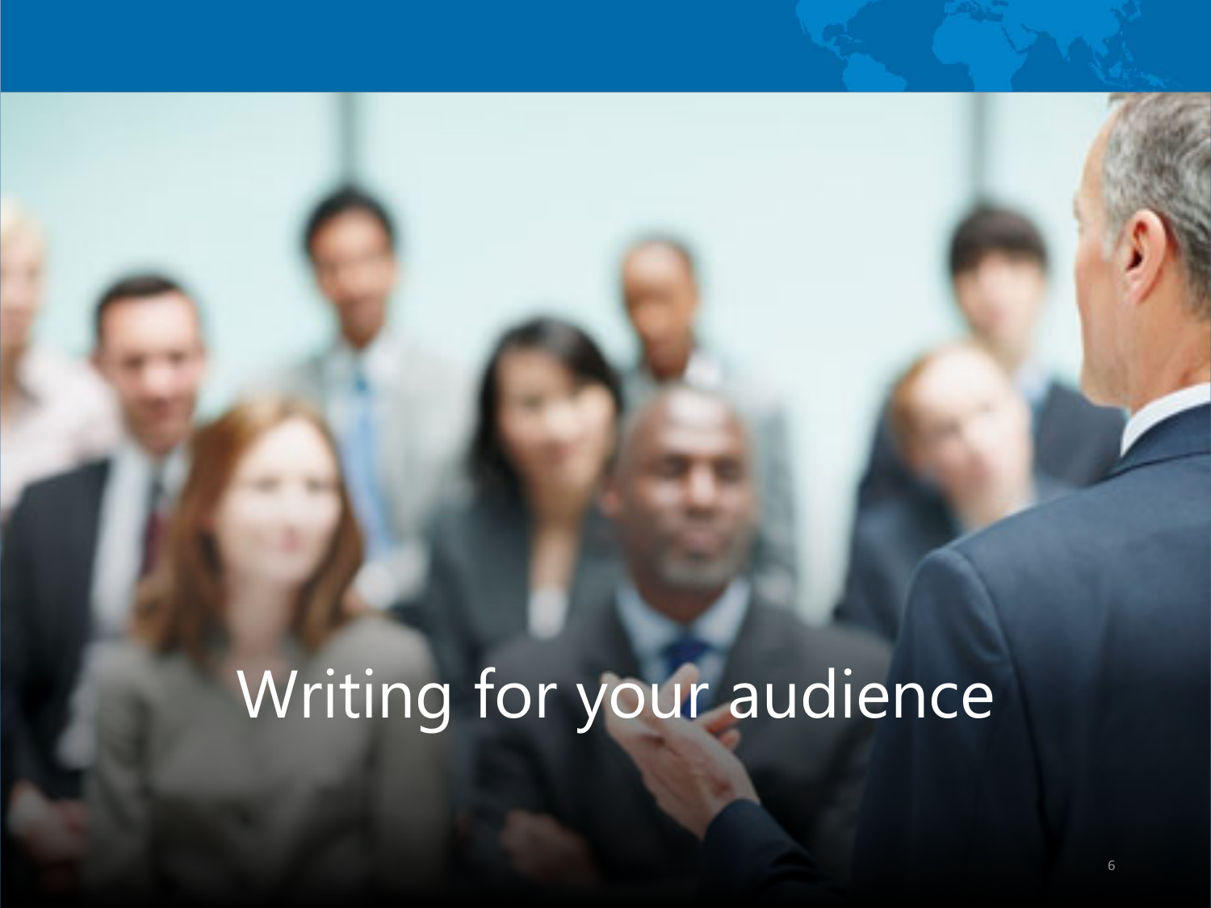# Writing for your audience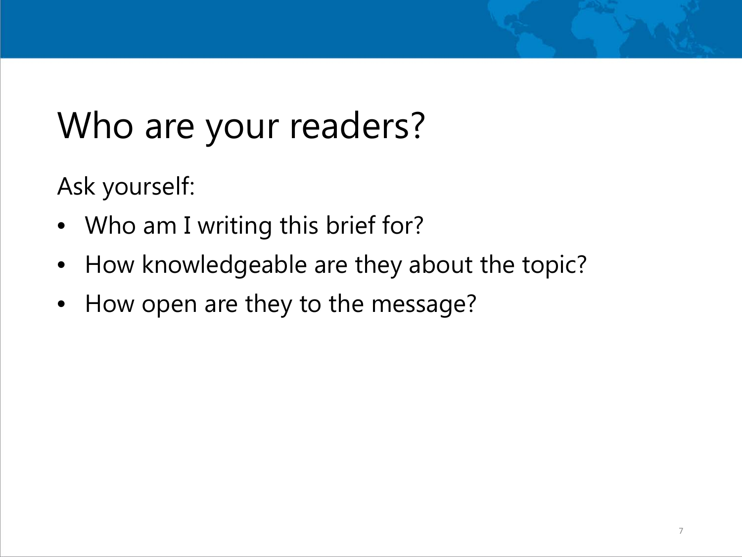# Who are your readers?

Ask yourself:

- Who am I writing this brief for?
- How knowledgeable are they about the topic?
- How open are they to the message?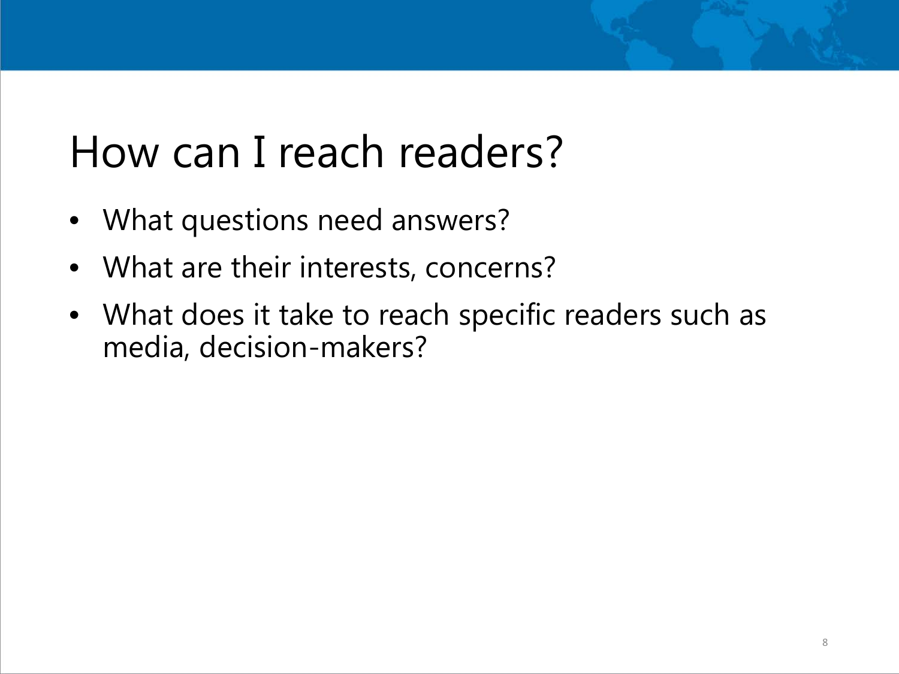# How can I reach readers?

- What questions need answers?
- What are their interests, concerns?
- What does it take to reach specific readers such as media, decision-makers?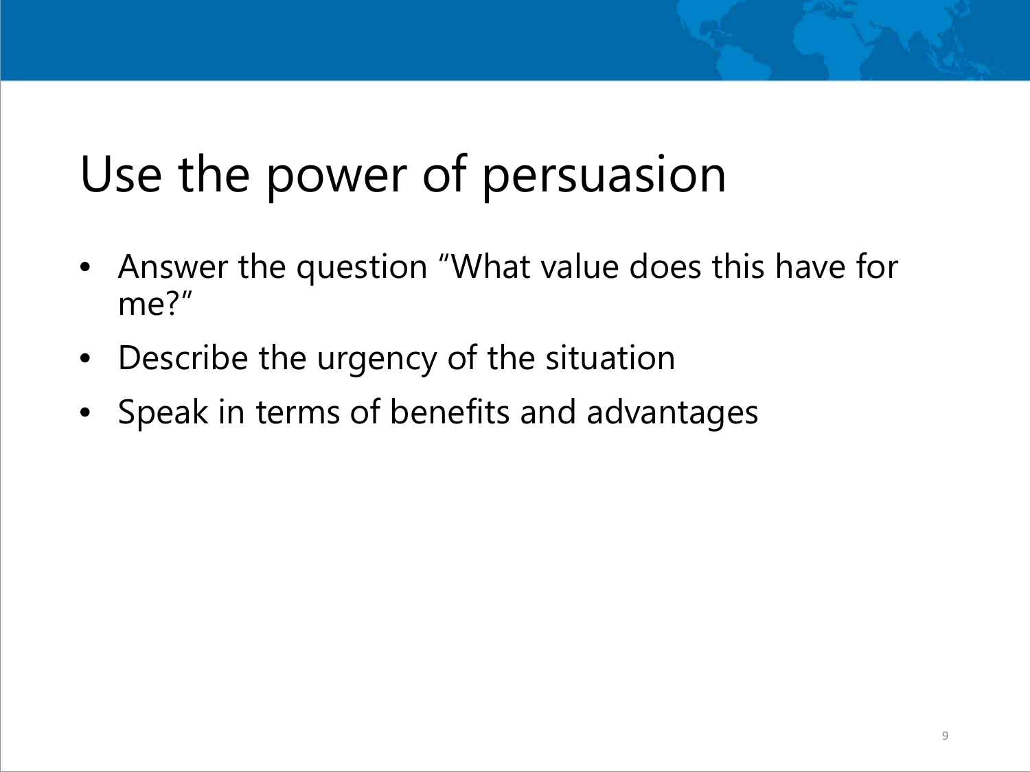# Use the power of persuasion

- Answer the question "What value does this have for me?"
- Describe the urgency of the situation
- Speak in terms of benefits and advantages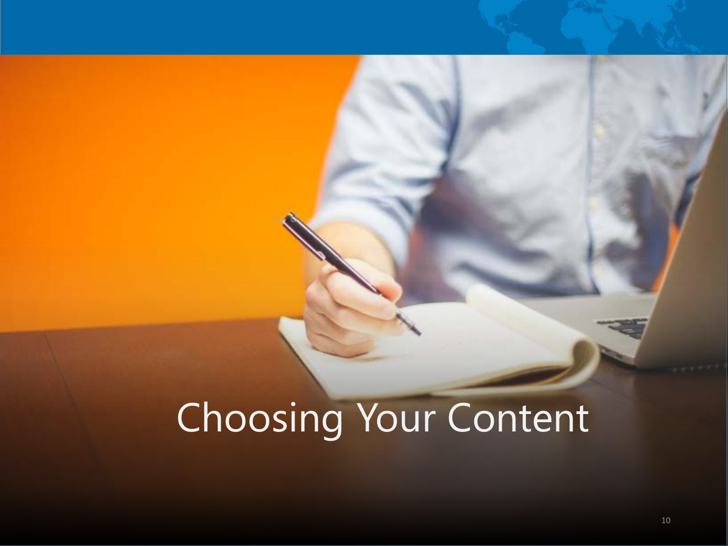# Choosing Your Content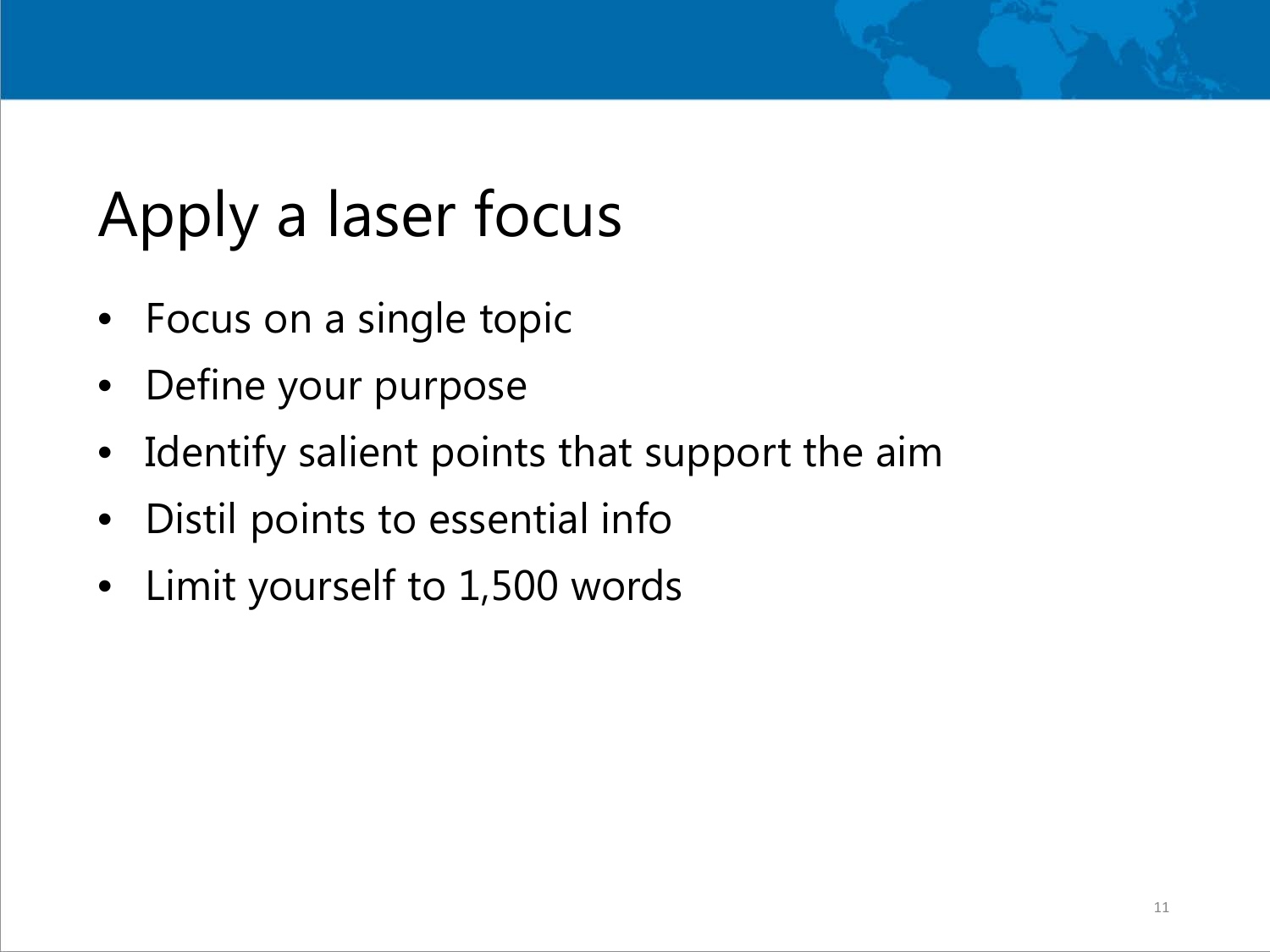# Apply a laser focus

- Focus on a single topic
- Define your purpose
- Identify salient points that support the aim
- Distil points to essential info
- Limit yourself to 1,500 words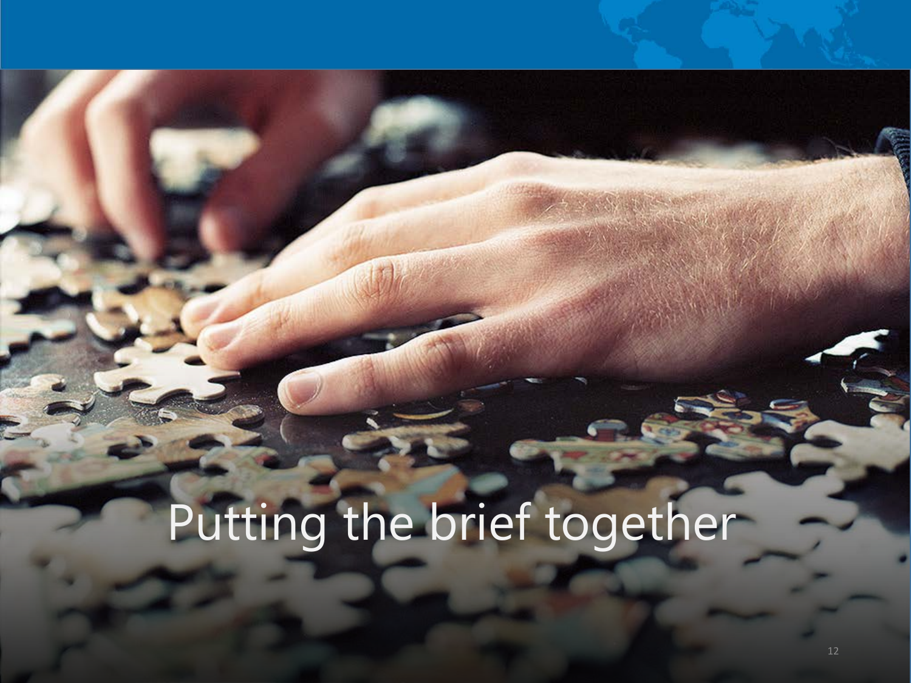# Putting the brief together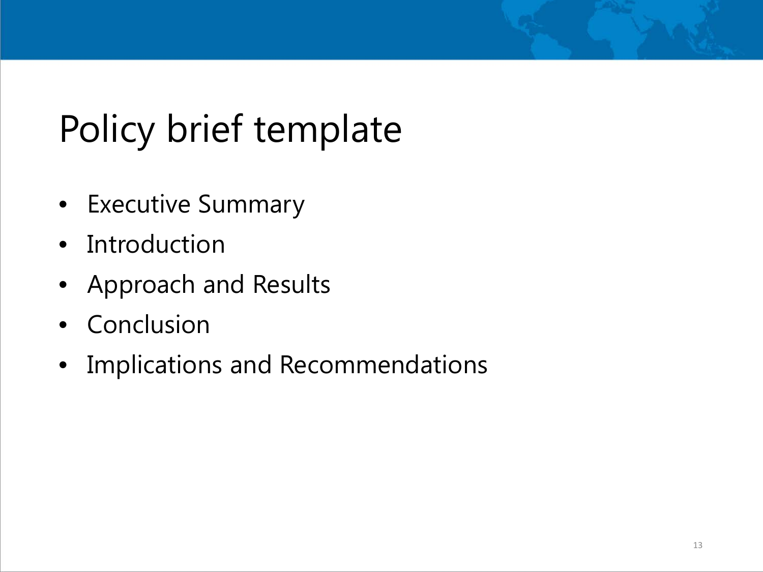# Policy brief template

- Executive Summary
- Introduction
- Approach and Results
- Conclusion
- Implications and Recommendations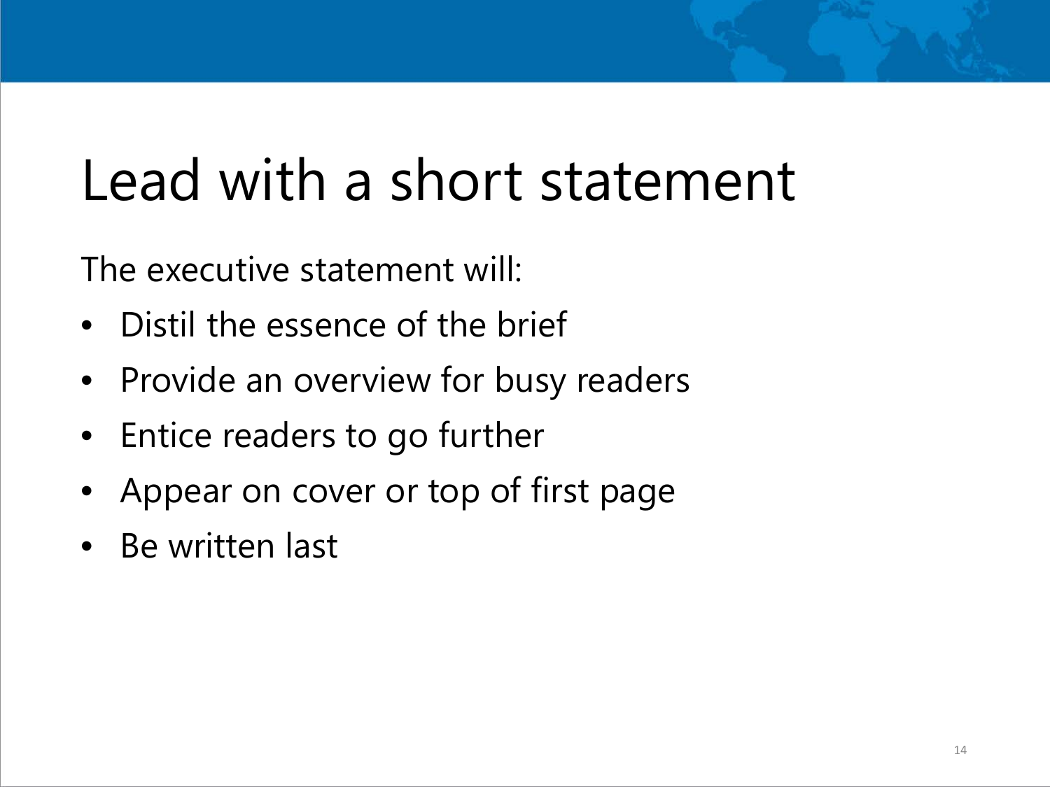# Lead with a short statement

The executive statement will:

- Distil the essence of the brief
- Provide an overview for busy readers
- Entice readers to go further
- Appear on cover or top of first page
- Be written last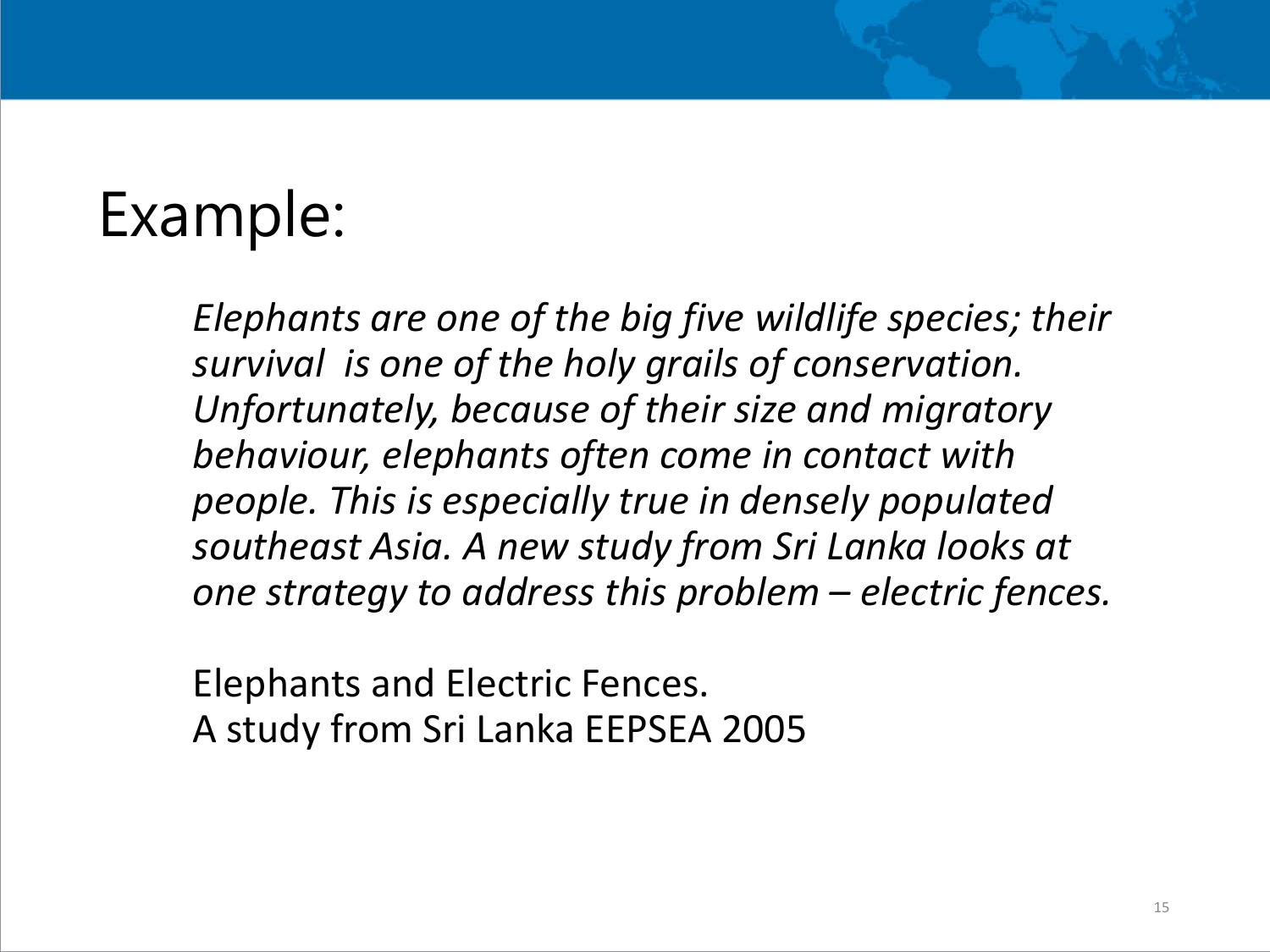# Example:

*Elephants are one of the big five wildlife species; their survival is one of the holy grails of conservation. Unfortunately, because of their size and migratory behaviour, elephants often come in contact with people. This is especially true in densely populated southeast Asia. A new study from Sri Lanka looks at one strategy to address this problem – electric fences.*

Elephants and Electric Fences.
A study from Sri Lanka EEPSEA 2005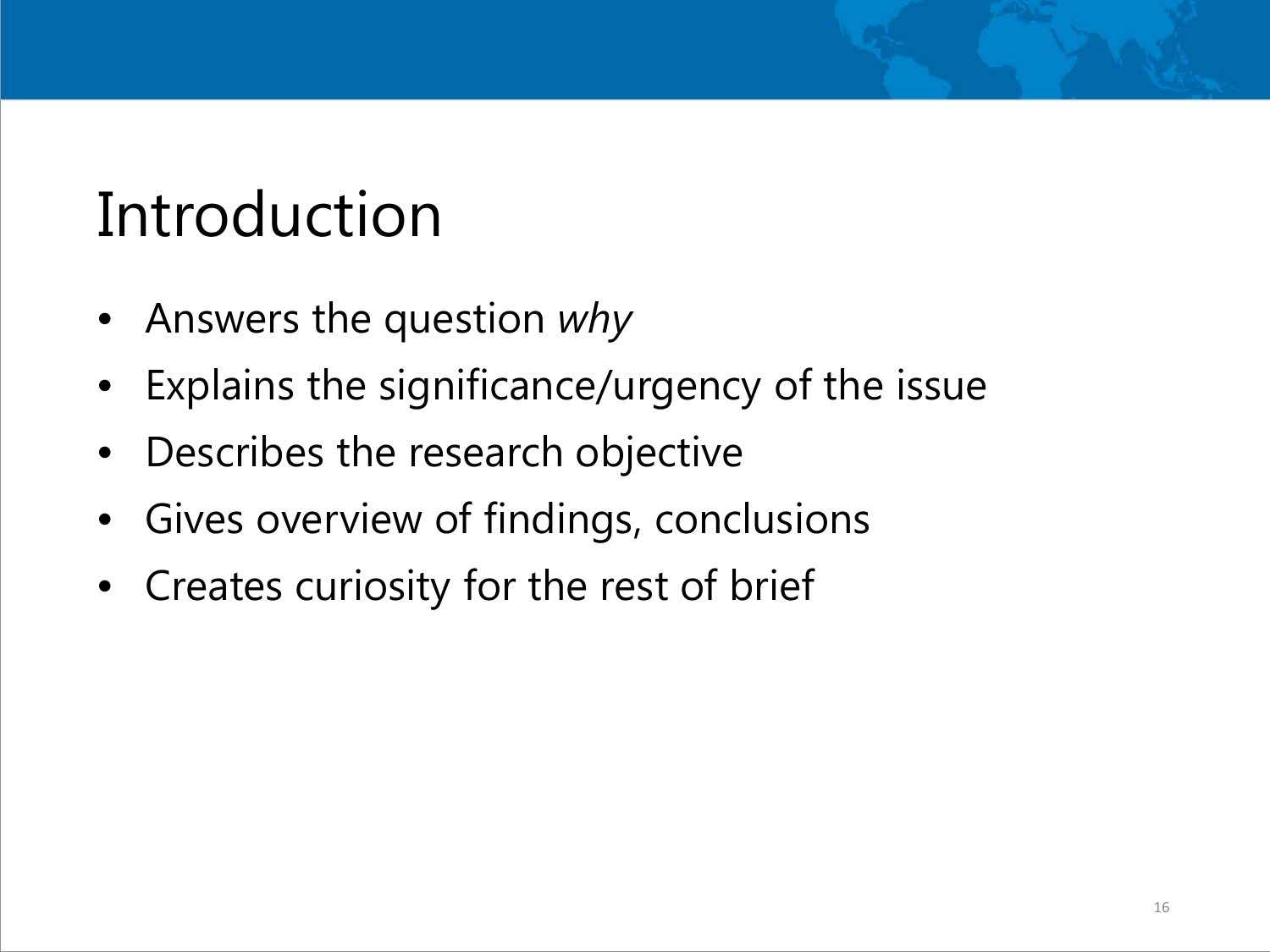# Introduction

- Answers the question *why*
- Explains the significance/urgency of the issue
- Describes the research objective
- Gives overview of findings, conclusions
- Creates curiosity for the rest of brief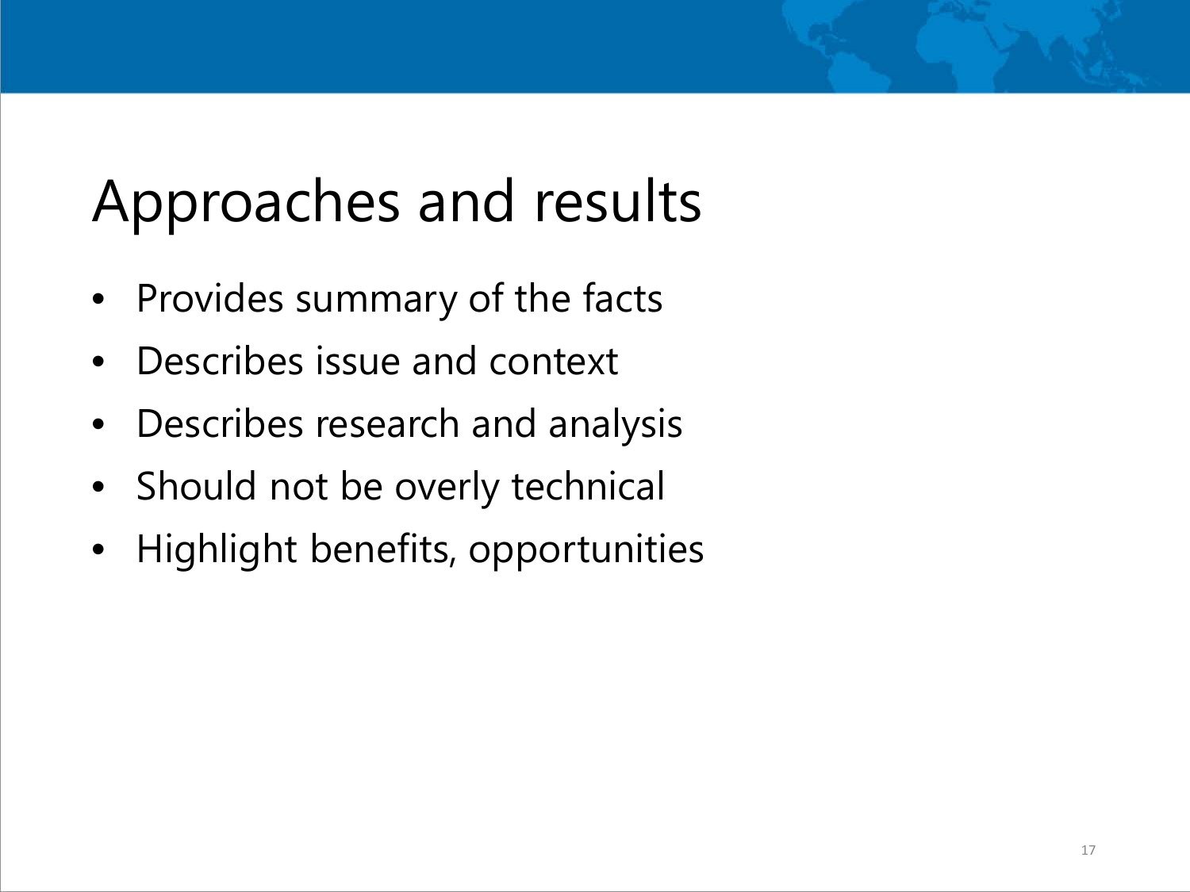# Approaches and results

- Provides summary of the facts
- Describes issue and context
- Describes research and analysis
- Should not be overly technical
- Highlight benefits, opportunities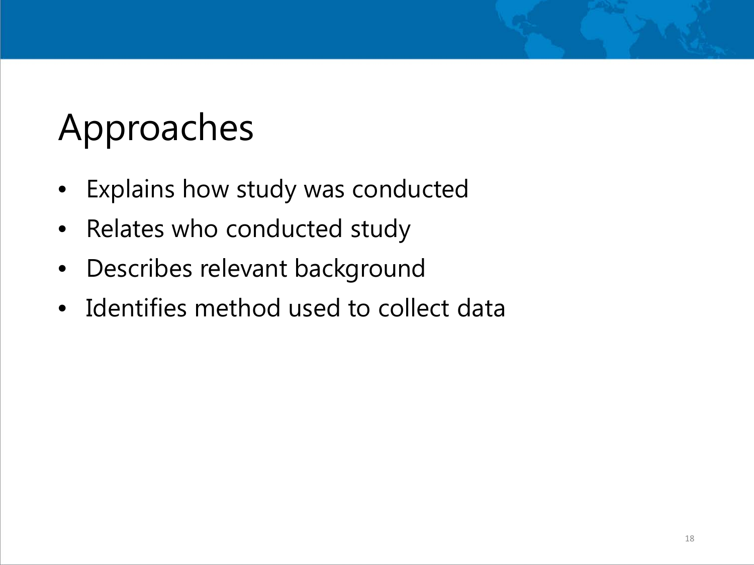# Approaches

- Explains how study was conducted
- Relates who conducted study
- Describes relevant background
- Identifies method used to collect data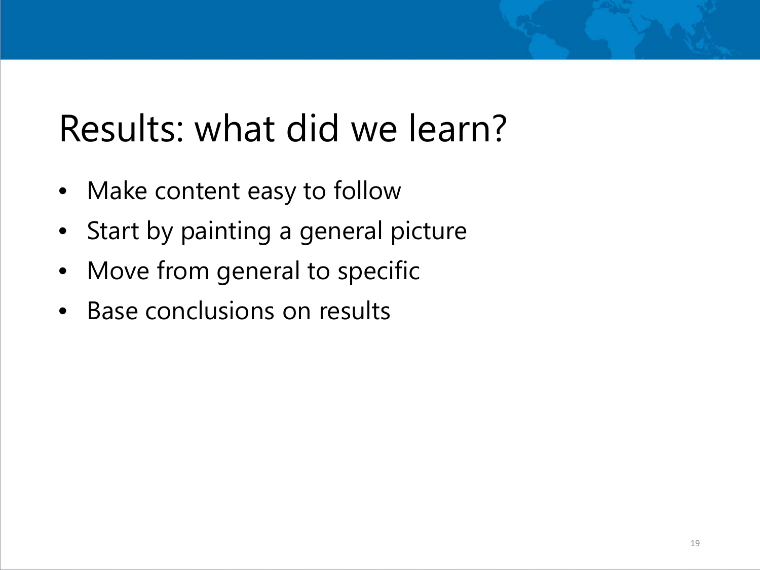# Results: what did we learn?

- Make content easy to follow
- Start by painting a general picture
- Move from general to specific
- Base conclusions on results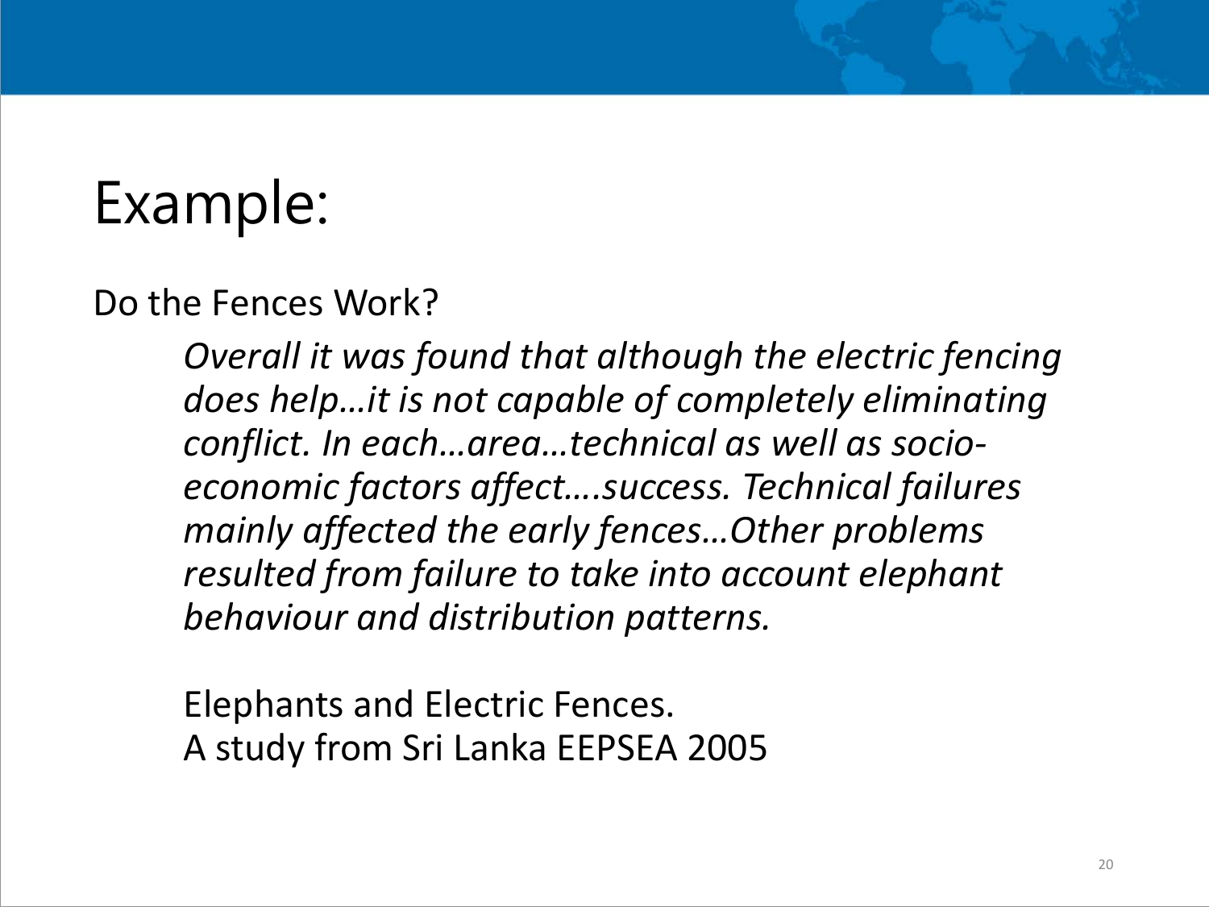# Example:

Do the Fences Work?

> *Overall it was found that although the electric fencing does help…it is not capable of completely eliminating conflict. In each…area…technical as well as socio-economic factors affect….success. Technical failures mainly affected the early fences…Other problems resulted from failure to take into account elephant behaviour and distribution patterns.*

Elephants and Electric Fences.
A study from Sri Lanka EEPSEA 2005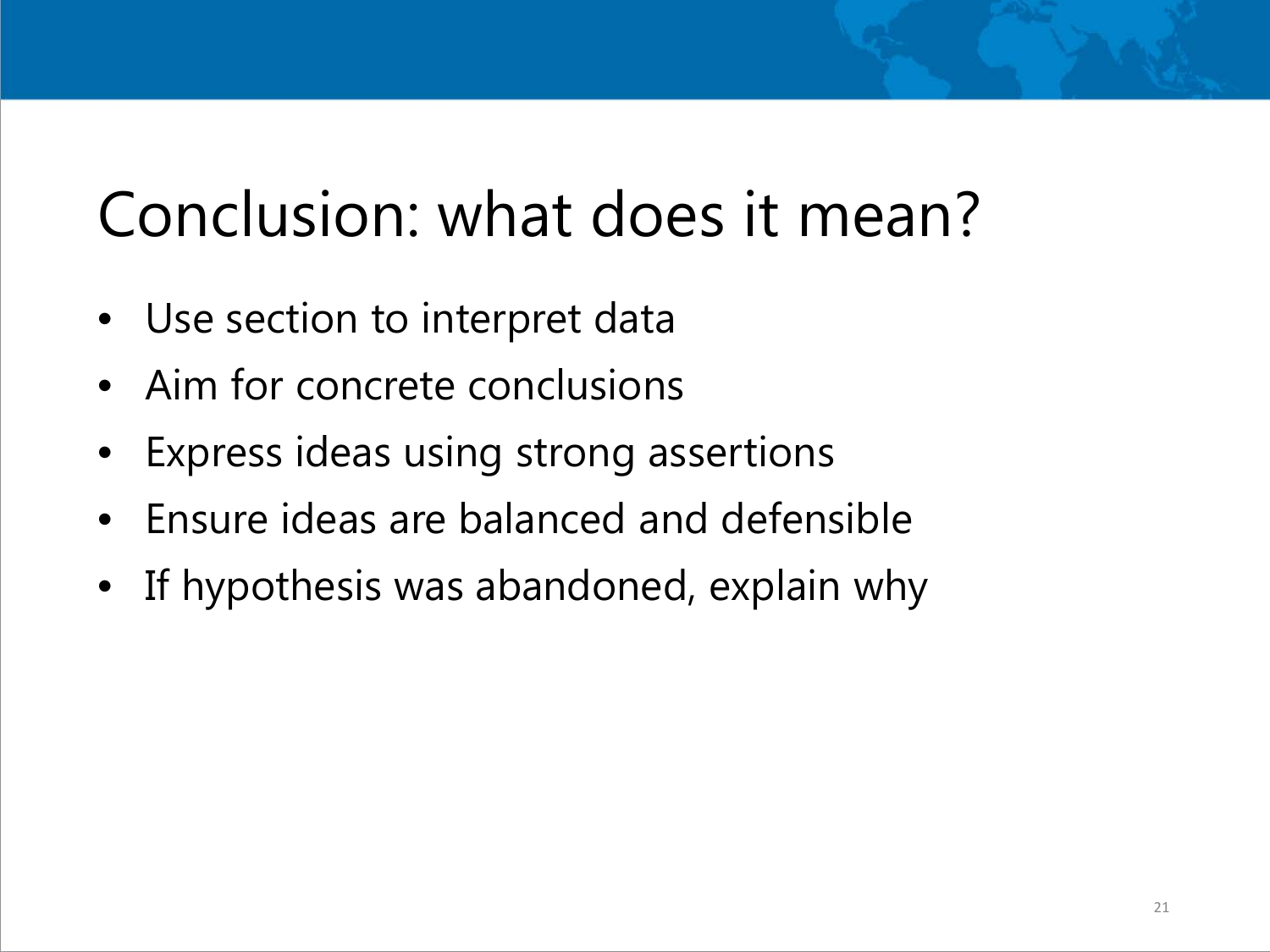# Conclusion: what does it mean?

- Use section to interpret data
- Aim for concrete conclusions
- Express ideas using strong assertions
- Ensure ideas are balanced and defensible
- If hypothesis was abandoned, explain why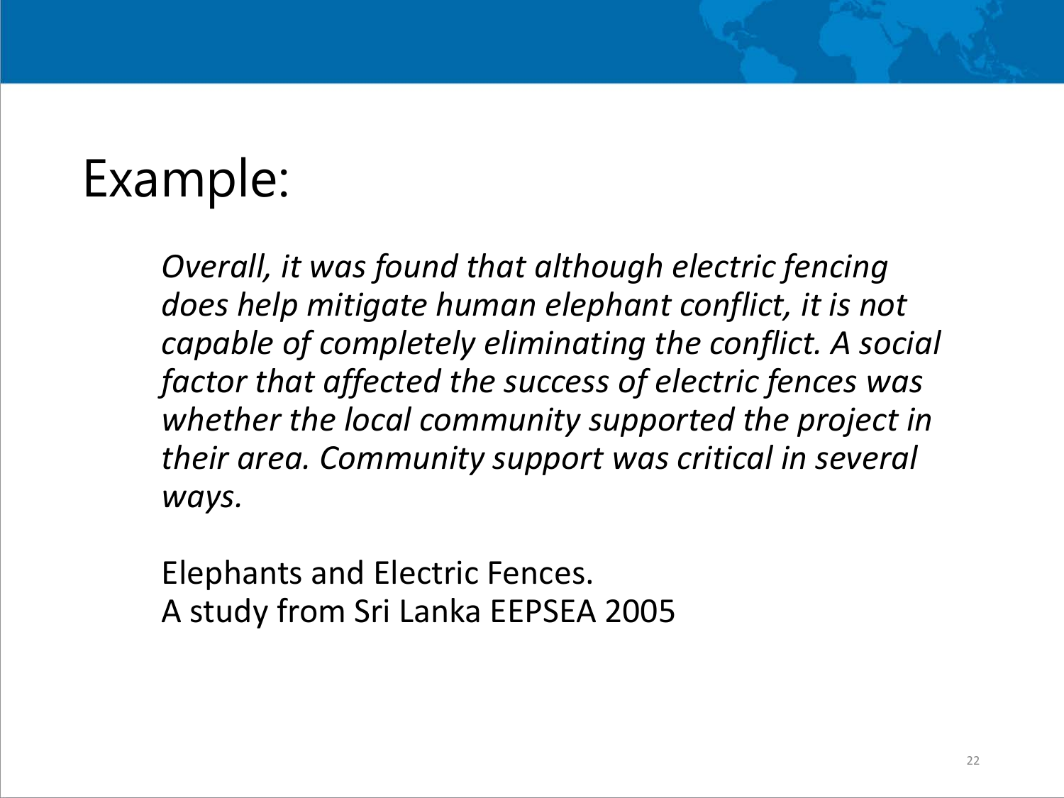# Example:

*Overall, it was found that although electric fencing does help mitigate human elephant conflict, it is not capable of completely eliminating the conflict. A social factor that affected the success of electric fences was whether the local community supported the project in their area. Community support was critical in several ways.*

Elephants and Electric Fences.
A study from Sri Lanka EEPSEA 2005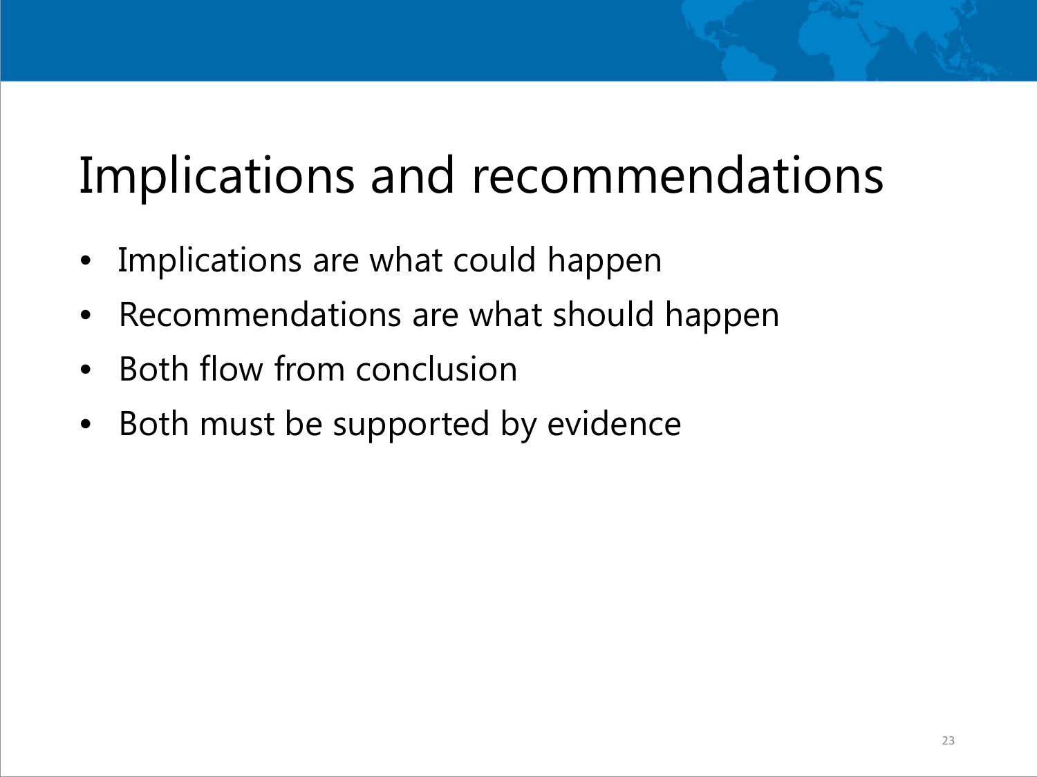# Implications and recommendations

- Implications are what could happen
- Recommendations are what should happen
- Both flow from conclusion
- Both must be supported by evidence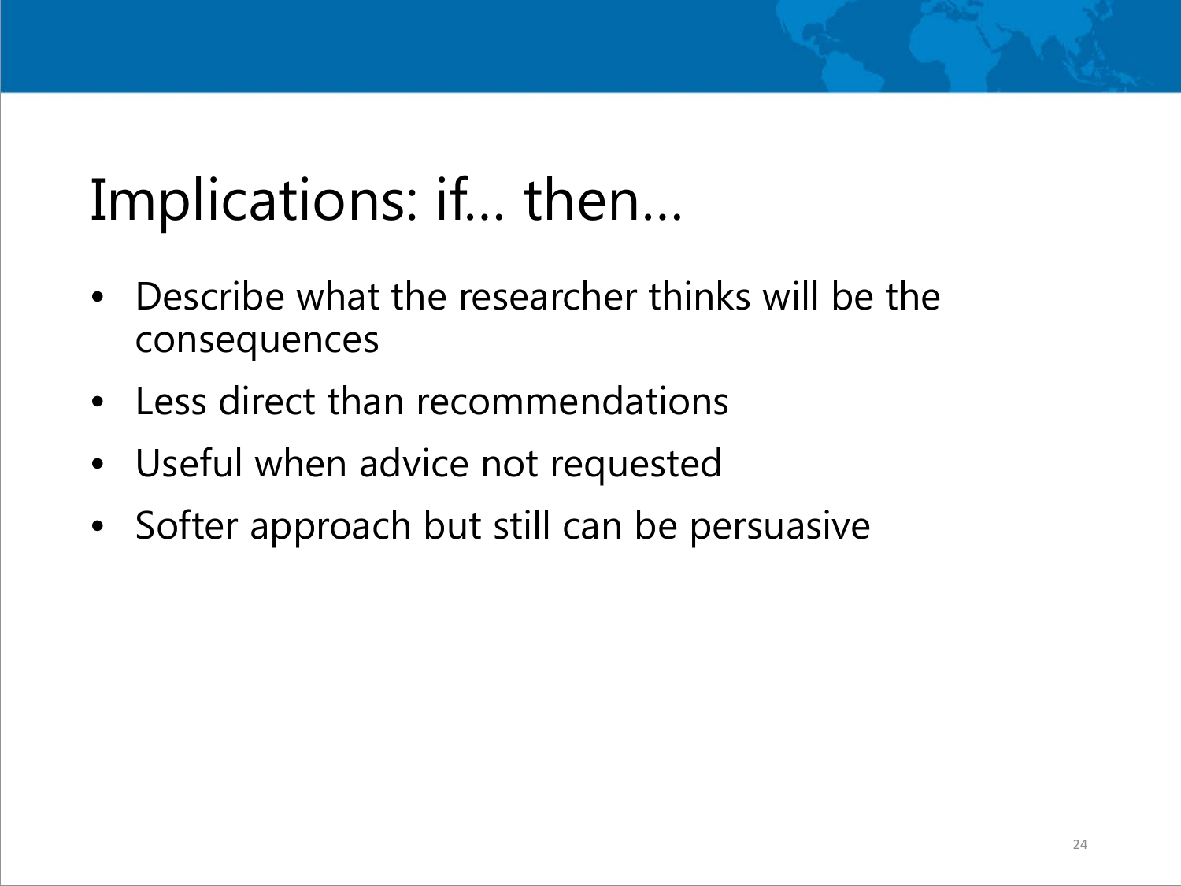# Implications: if… then…

- Describe what the researcher thinks will be the consequences
- Less direct than recommendations
- Useful when advice not requested
- Softer approach but still can be persuasive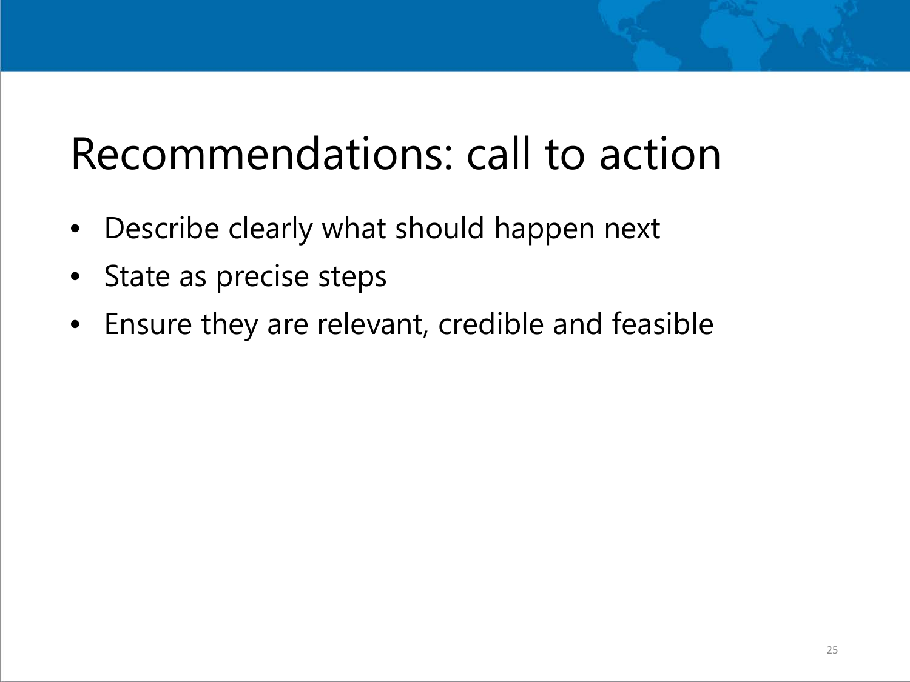# Recommendations: call to action

- Describe clearly what should happen next
- State as precise steps
- Ensure they are relevant, credible and feasible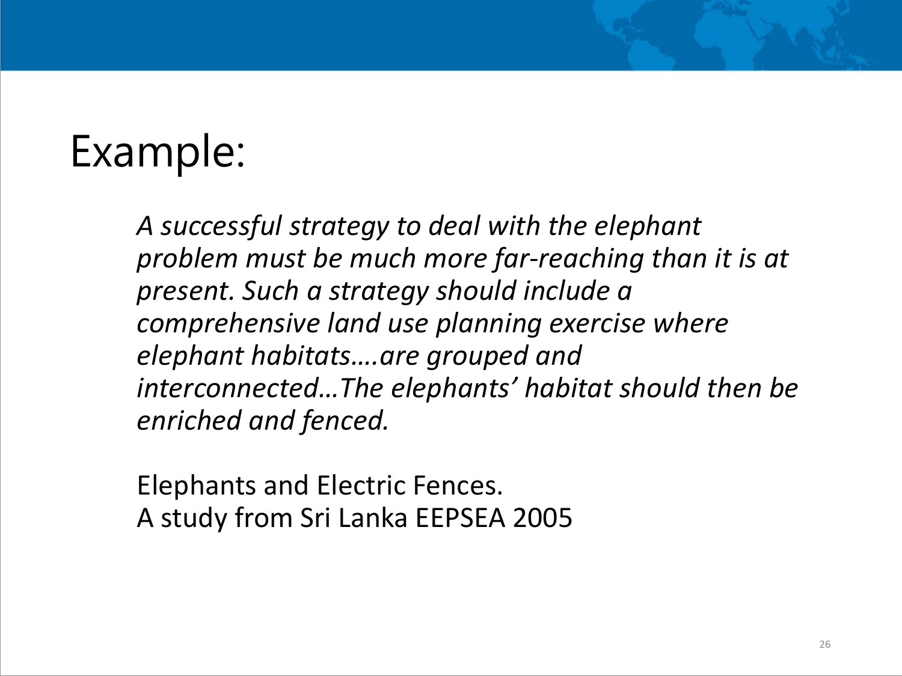# Example:

*A successful strategy to deal with the elephant problem must be much more far-reaching than it is at present. Such a strategy should include a comprehensive land use planning exercise where elephant habitats….are grouped and interconnected…The elephants' habitat should then be enriched and fenced.*

Elephants and Electric Fences.
A study from Sri Lanka EEPSEA 2005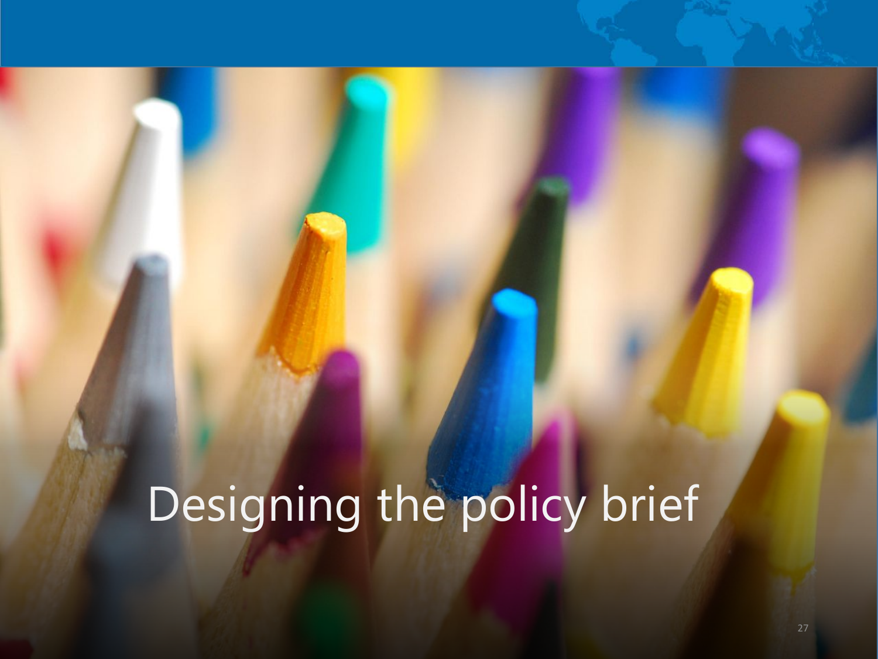# Designing the policy brief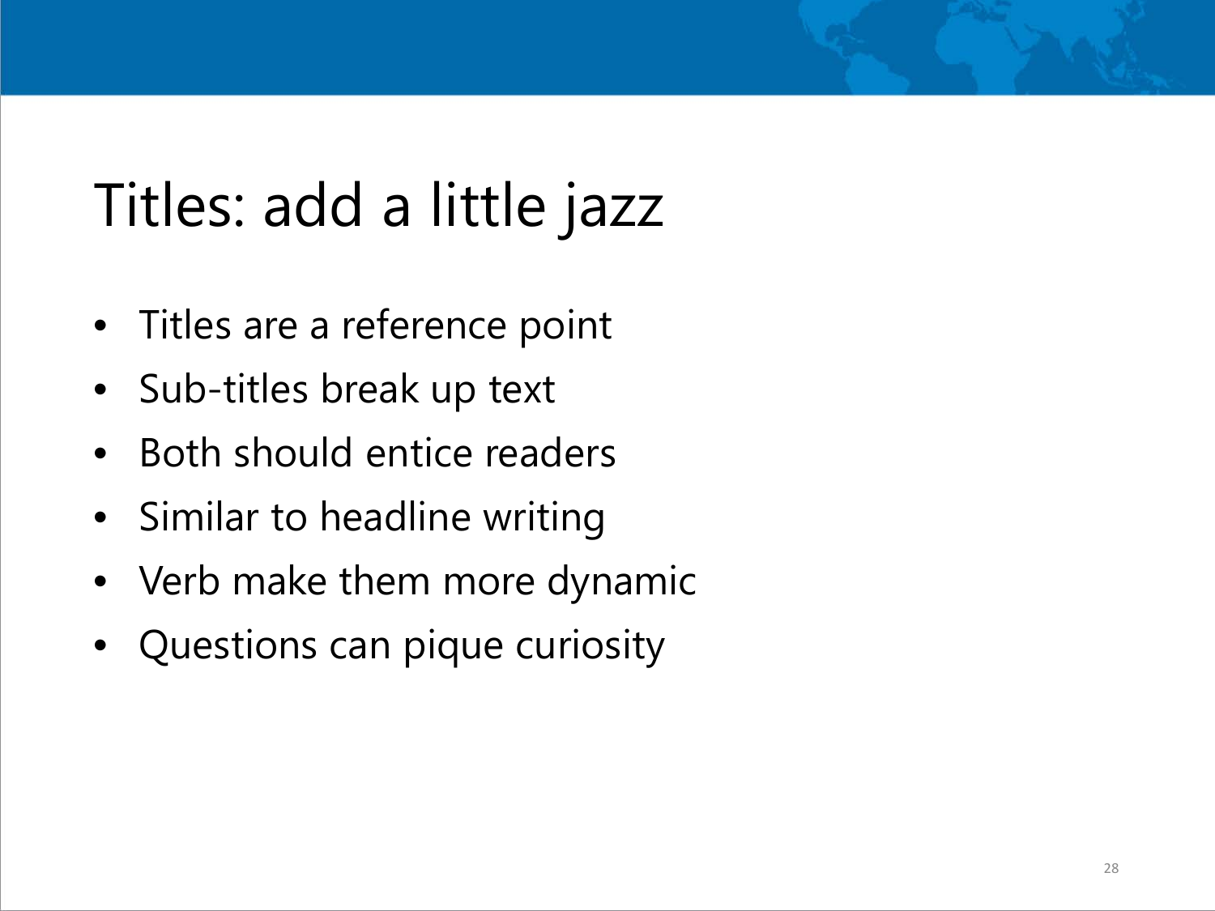# Titles: add a little jazz

- Titles are a reference point
- Sub-titles break up text
- Both should entice readers
- Similar to headline writing
- Verb make them more dynamic
- Questions can pique curiosity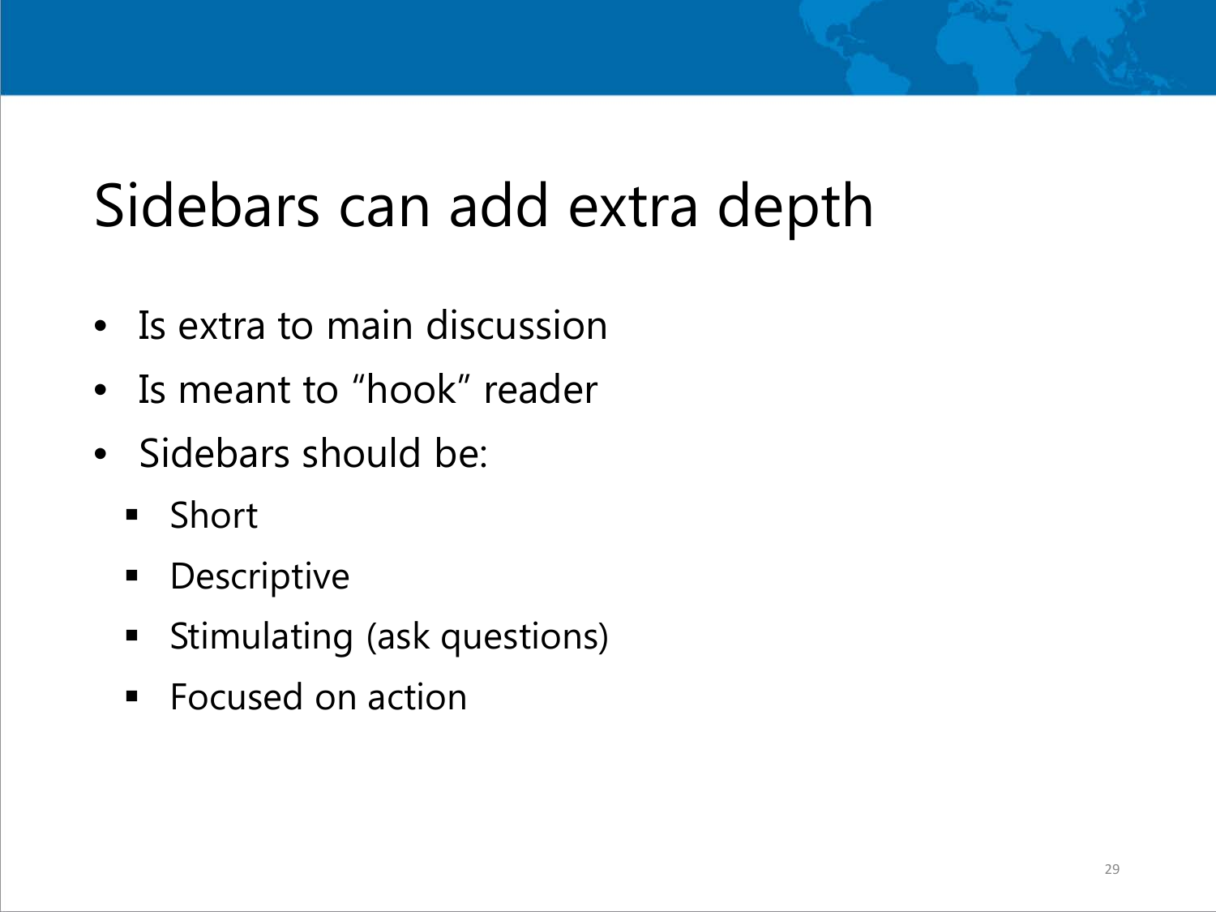# Sidebars can add extra depth

- Is extra to main discussion
- Is meant to "hook" reader
- Sidebars should be:
  - Short
  - Descriptive
  - Stimulating (ask questions)
  - Focused on action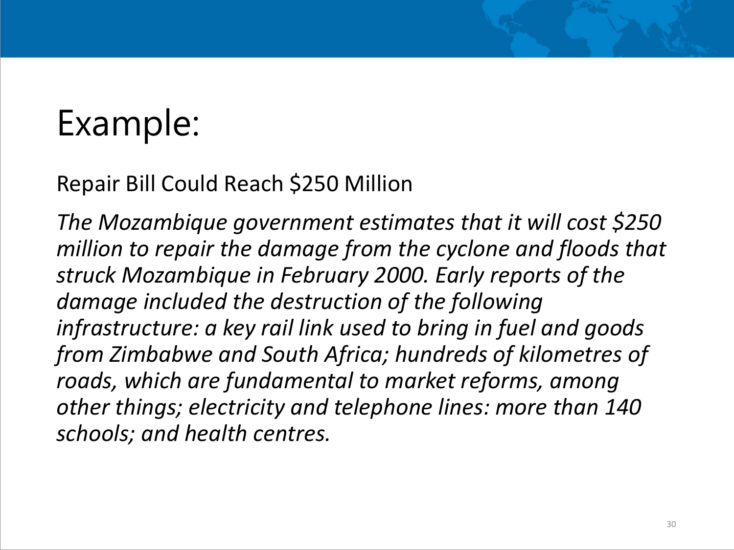# Example:

Repair Bill Could Reach $250 Million

*The Mozambique government estimates that it will cost $250 million to repair the damage from the cyclone and floods that struck Mozambique in February 2000. Early reports of the damage included the destruction of the following infrastructure: a key rail link used to bring in fuel and goods from Zimbabwe and South Africa; hundreds of kilometres of roads, which are fundamental to market reforms, among other things; electricity and telephone lines: more than 140 schools; and health centres.*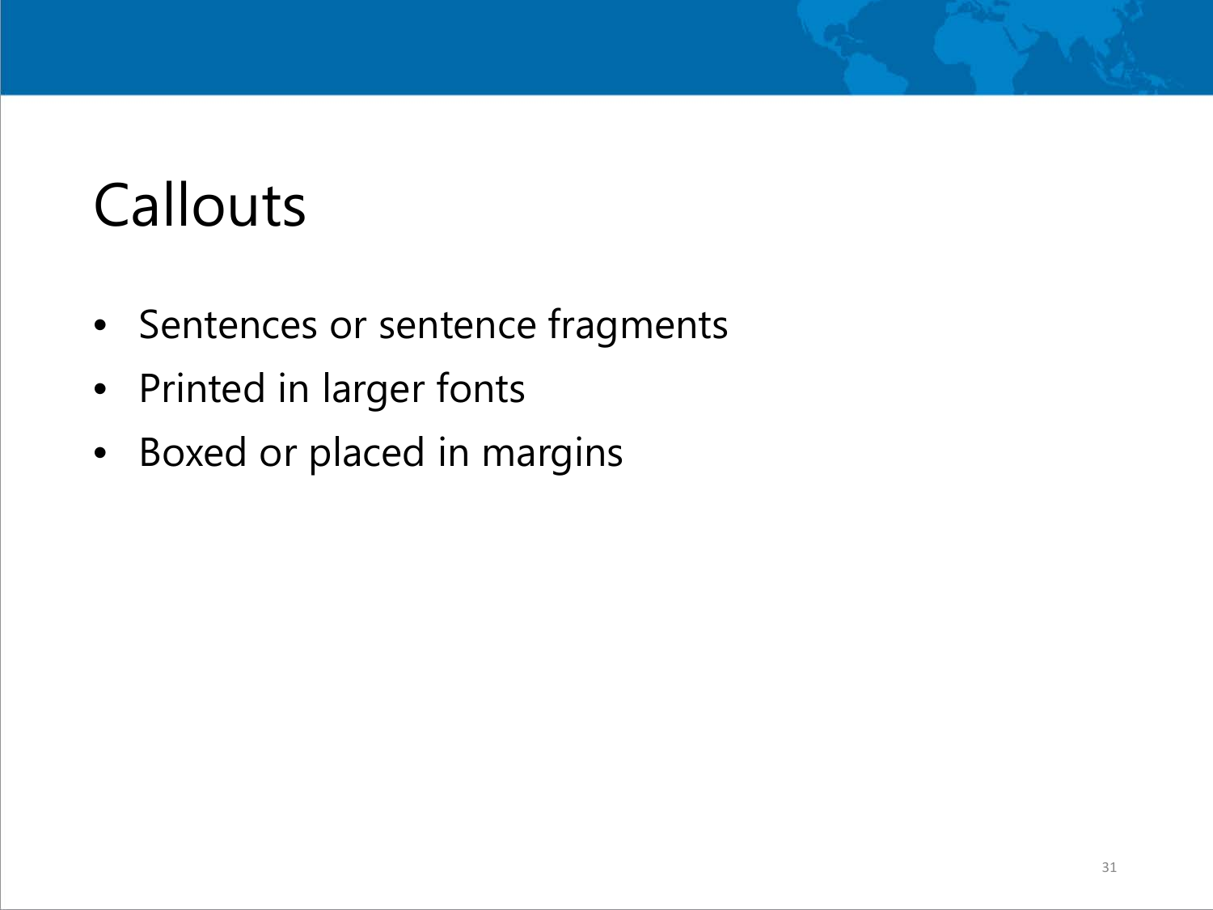# Callouts

- Sentences or sentence fragments
- Printed in larger fonts
- Boxed or placed in margins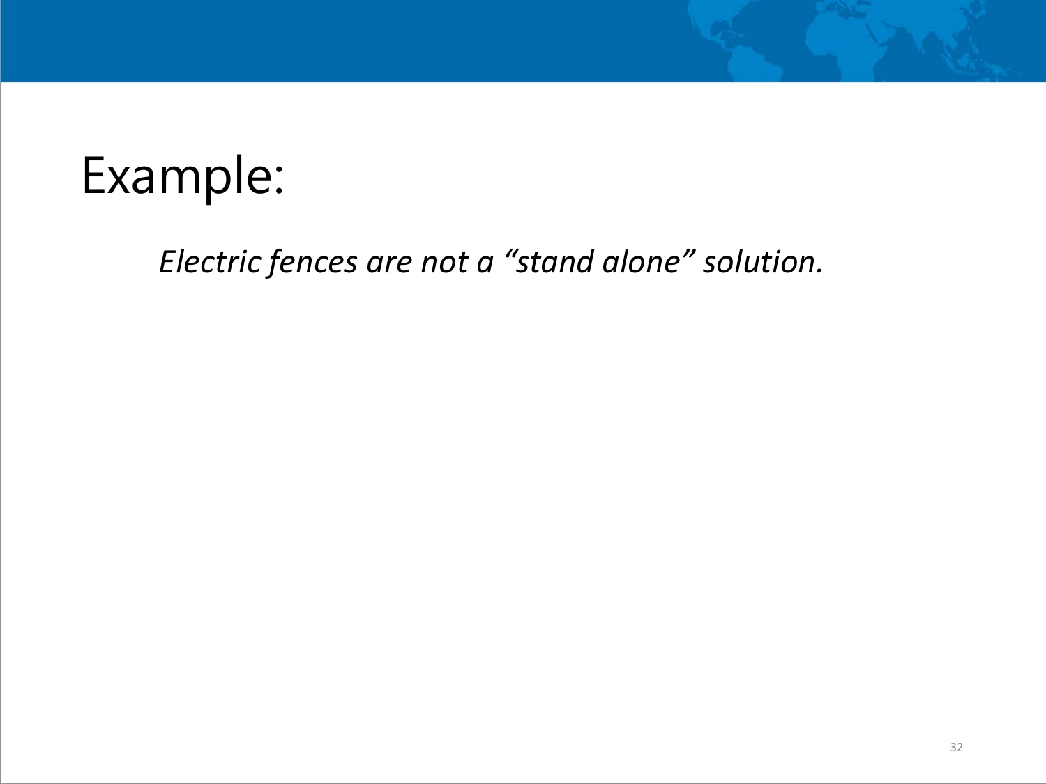# Example:

*Electric fences are not a “stand alone” solution.*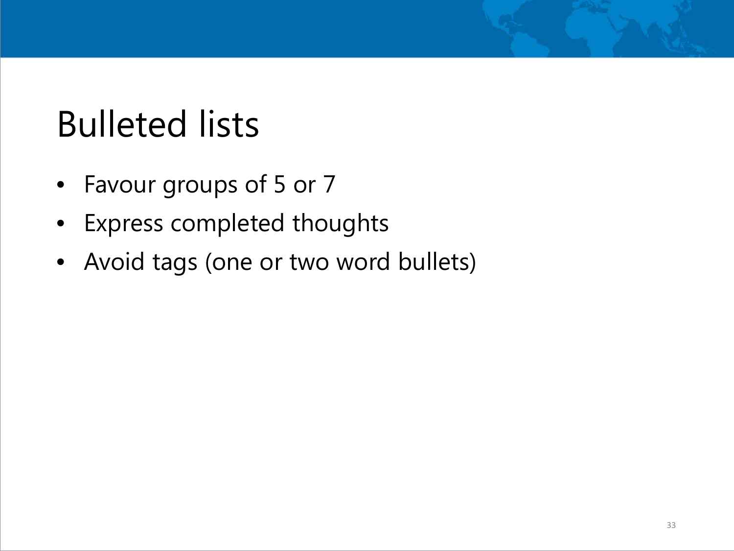# Bulleted lists

- Favour groups of 5 or 7
- Express completed thoughts
- Avoid tags (one or two word bullets)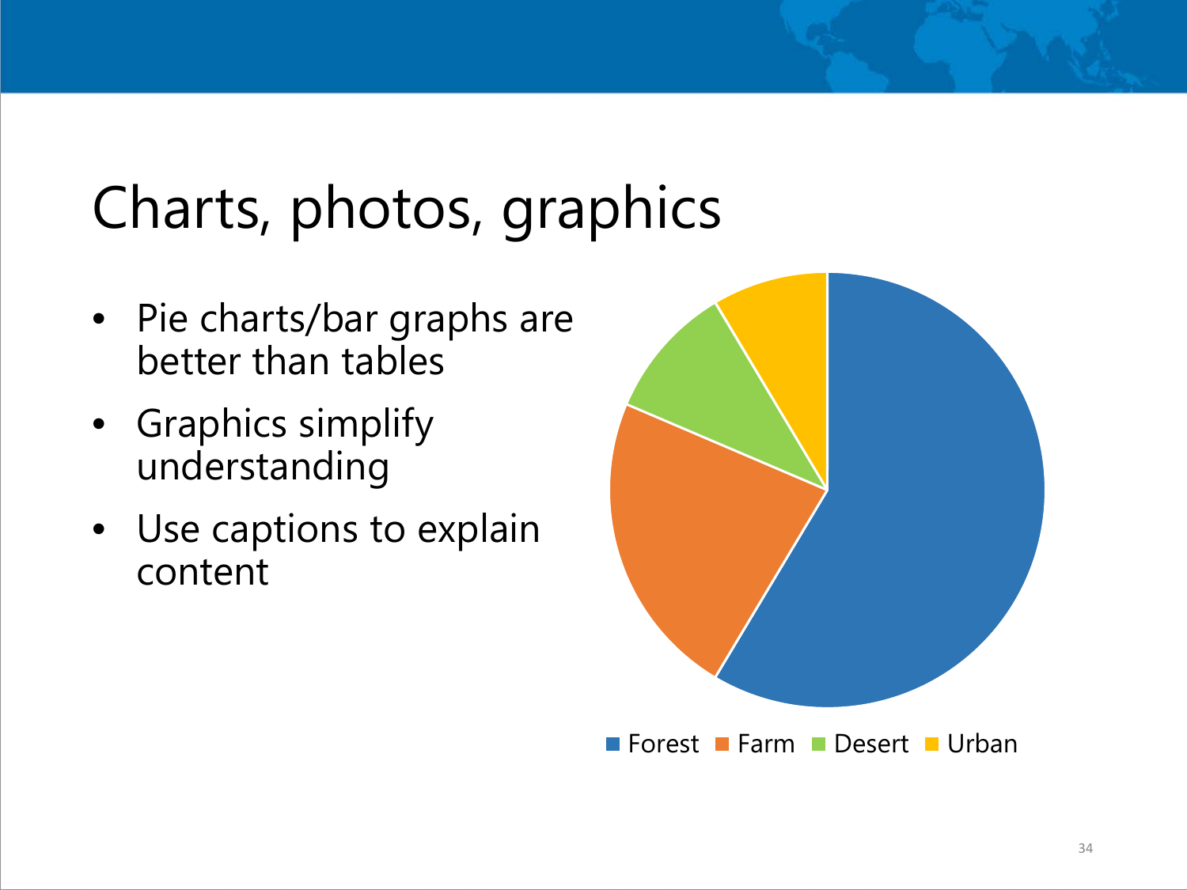# Charts, photos, graphics

- Pie charts/bar graphs are better than tables
- Graphics simplify understanding
- Use captions to explain content

Forest Farm Desert Urban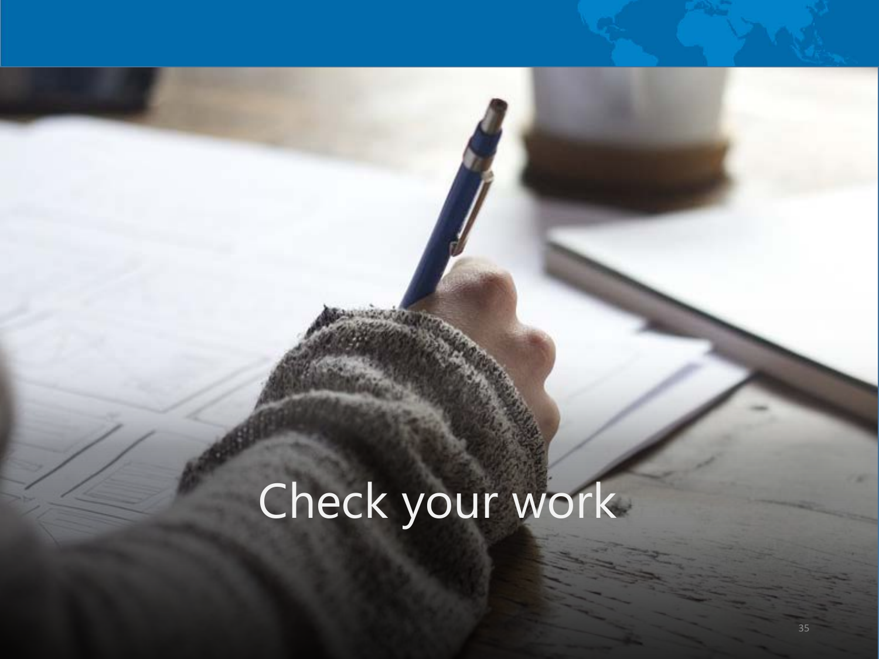# Check your work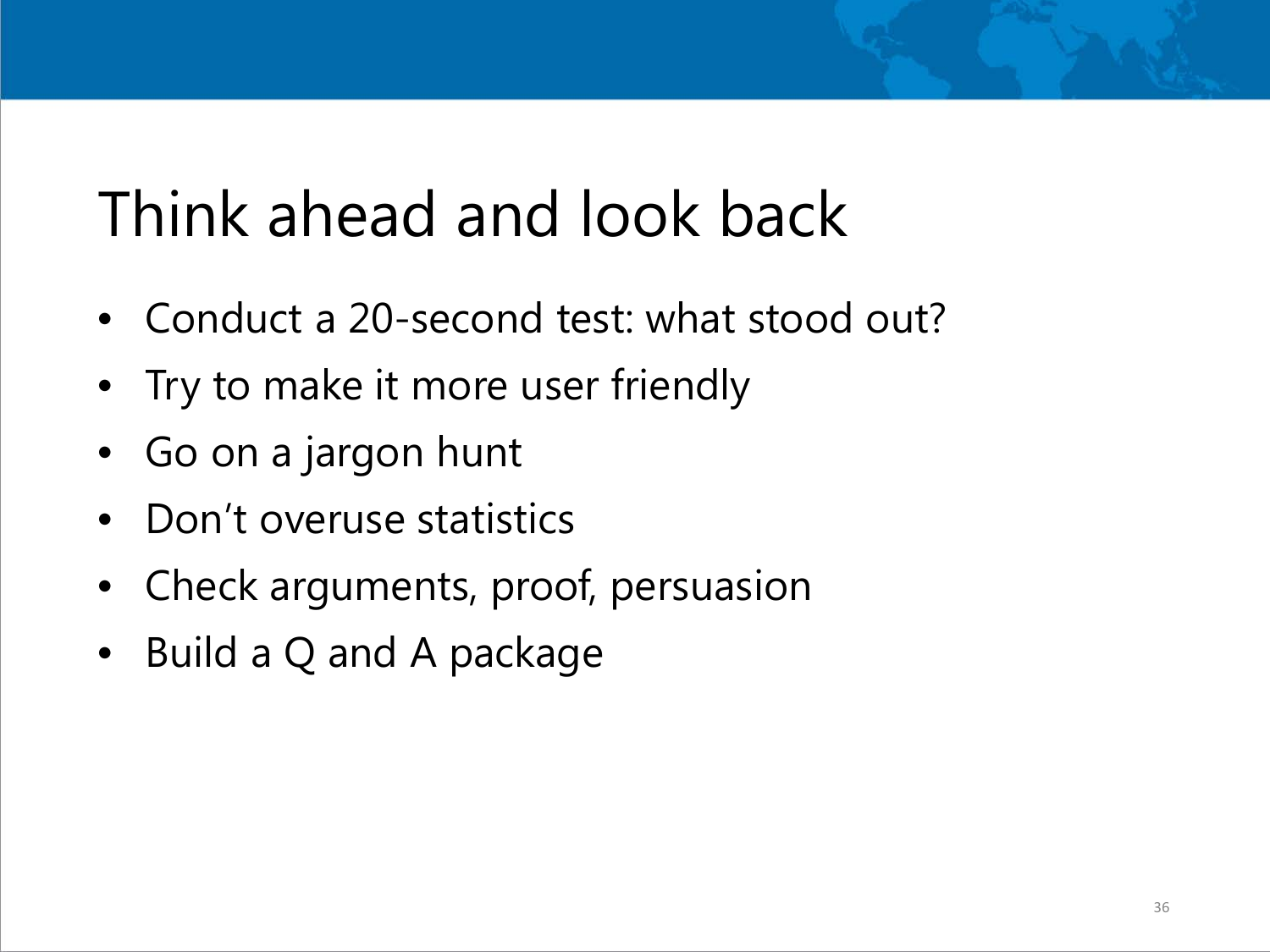# Think ahead and look back

- Conduct a 20-second test: what stood out?
- Try to make it more user friendly
- Go on a jargon hunt
- Don't overuse statistics
- Check arguments, proof, persuasion
- Build a Q and A package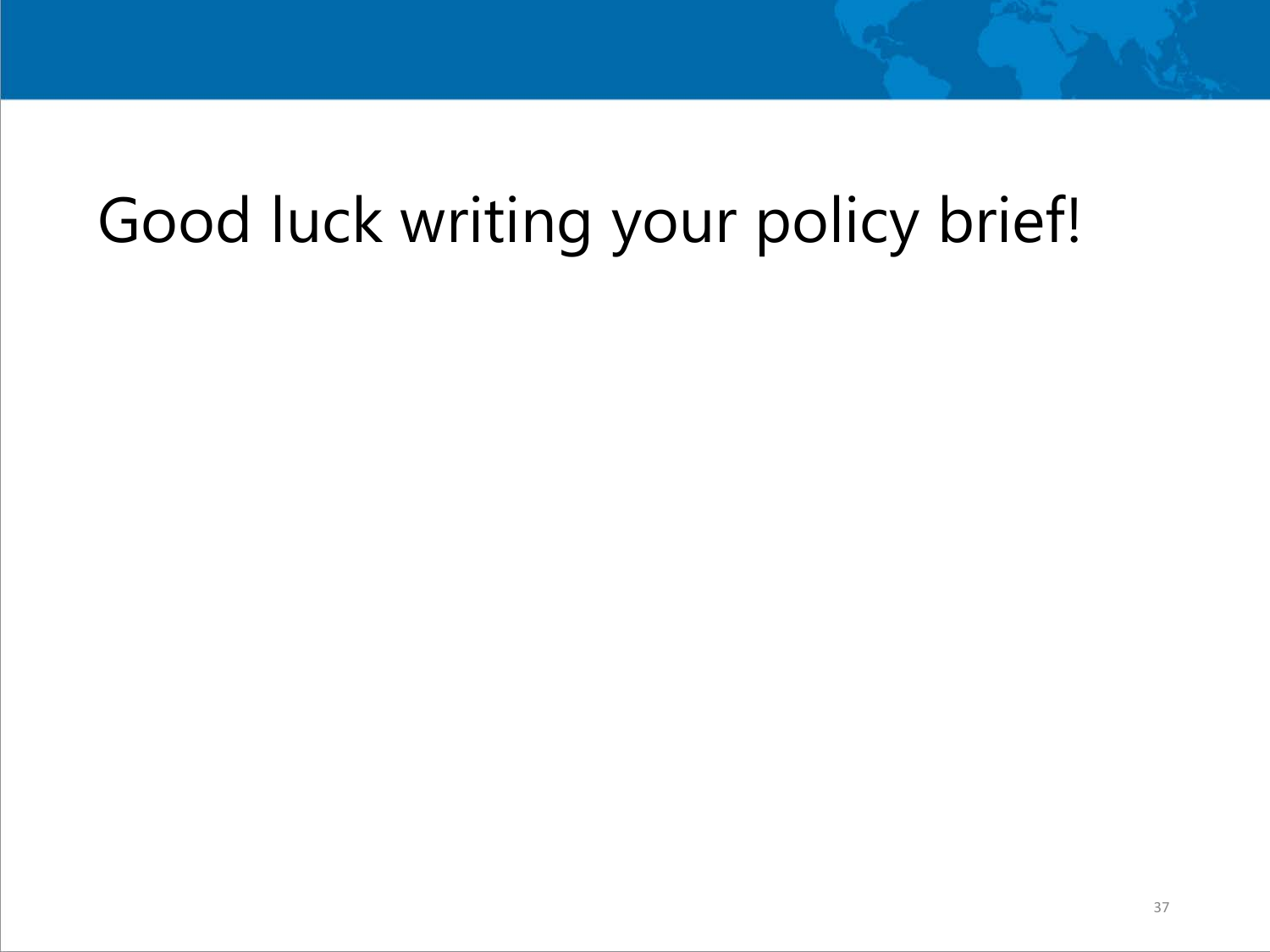# Good luck writing your policy brief!